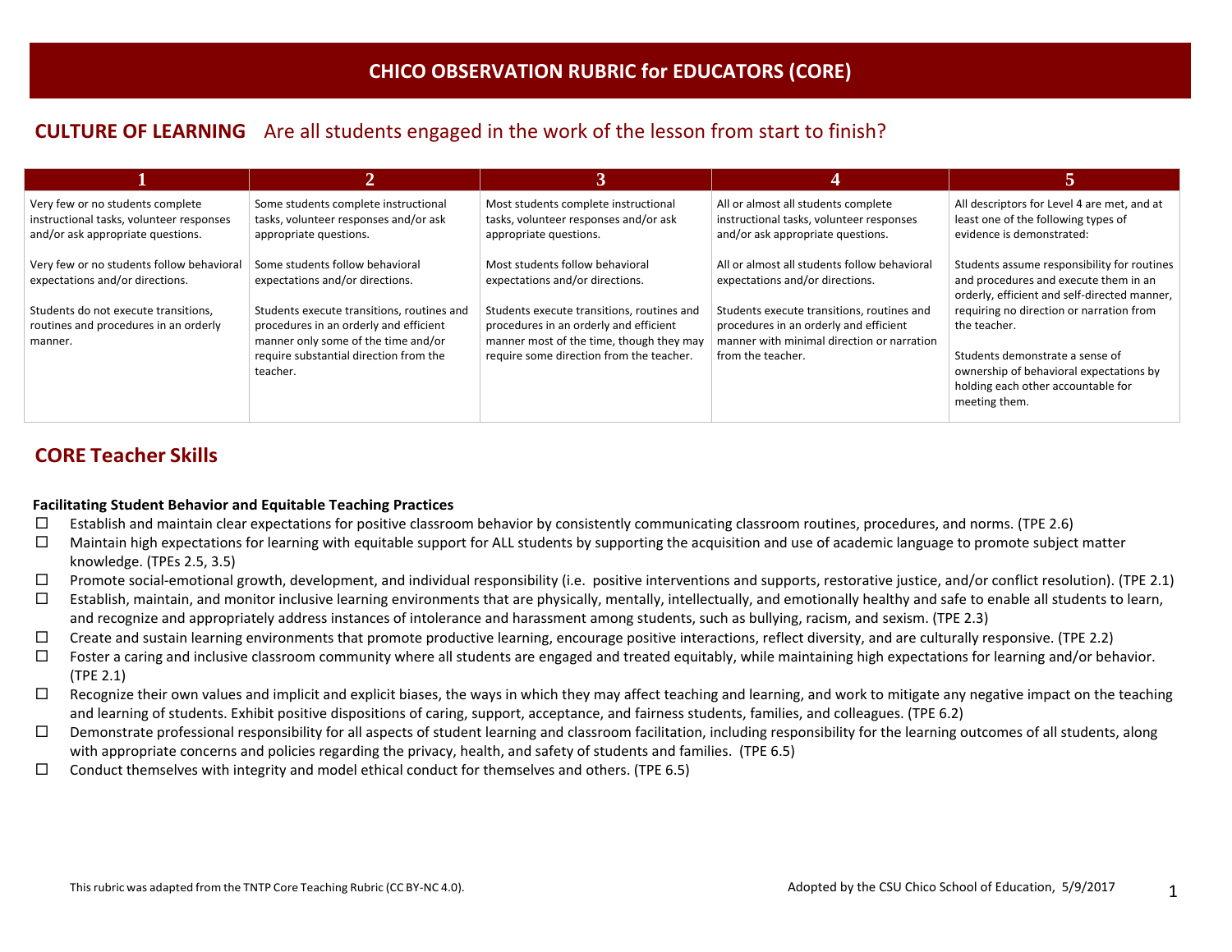# CHICO OBSERVATION RUBRIC for EDUCATORS (CORE)

## CULTURE OF LEARNING Are all students engaged in the work of the lesson from start to finish?

| 1 | 2 | 3 | 4 | 5 |
|---|---|---|---|---|
| Very few or no students complete instructional tasks, volunteer responses and/or ask appropriate questions.<br><br>Very few or no students follow behavioral expectations and/or directions.<br><br>Students do not execute transitions, routines and procedures in an orderly manner. | Some students complete instructional tasks, volunteer responses and/or ask appropriate questions.<br><br>Some students follow behavioral expectations and/or directions.<br><br>Students execute transitions, routines and procedures in an orderly and efficient manner only some of the time and/or require substantial direction from the teacher. | Most students complete instructional tasks, volunteer responses and/or ask appropriate questions.<br><br>Most students follow behavioral expectations and/or directions.<br><br>Students execute transitions, routines and procedures in an orderly and efficient manner most of the time, though they may require some direction from the teacher. | All or almost all students complete instructional tasks, volunteer responses and/or ask appropriate questions.<br><br>All or almost all students follow behavioral expectations and/or directions.<br><br>Students execute transitions, routines and procedures in an orderly and efficient manner with minimal direction or narration from the teacher. | All descriptors for Level 4 are met, and at least one of the following types of evidence is demonstrated:<br><br>Students assume responsibility for routines and procedures and execute them in an orderly, efficient and self-directed manner, requiring no direction or narration from the teacher.<br><br>Students demonstrate a sense of ownership of behavioral expectations by holding each other accountable for meeting them. |

## CORE Teacher Skills

**Facilitating Student Behavior and Equitable Teaching Practices**

- ☐ Establish and maintain clear expectations for positive classroom behavior by consistently communicating classroom routines, procedures, and norms. (TPE 2.6)
- ☐ Maintain high expectations for learning with equitable support for ALL students by supporting the acquisition and use of academic language to promote subject matter knowledge. (TPEs 2.5, 3.5)
- ☐ Promote social-emotional growth, development, and individual responsibility (i.e. positive interventions and supports, restorative justice, and/or conflict resolution). (TPE 2.1)
- ☐ Establish, maintain, and monitor inclusive learning environments that are physically, mentally, intellectually, and emotionally healthy and safe to enable all students to learn, and recognize and appropriately address instances of intolerance and harassment among students, such as bullying, racism, and sexism. (TPE 2.3)
- ☐ Create and sustain learning environments that promote productive learning, encourage positive interactions, reflect diversity, and are culturally responsive. (TPE 2.2)
- ☐ Foster a caring and inclusive classroom community where all students are engaged and treated equitably, while maintaining high expectations for learning and/or behavior. (TPE 2.1)
- ☐ Recognize their own values and implicit and explicit biases, the ways in which they may affect teaching and learning, and work to mitigate any negative impact on the teaching and learning of students. Exhibit positive dispositions of caring, support, acceptance, and fairness students, families, and colleagues. (TPE 6.2)
- ☐ Demonstrate professional responsibility for all aspects of student learning and classroom facilitation, including responsibility for the learning outcomes of all students, along with appropriate concerns and policies regarding the privacy, health, and safety of students and families. (TPE 6.5)
- ☐ Conduct themselves with integrity and model ethical conduct for themselves and others. (TPE 6.5)

This rubric was adapted from the TNTP Core Teaching Rubric (CC BY-NC 4.0).

Adopted by the CSU Chico School of Education, 5/9/2017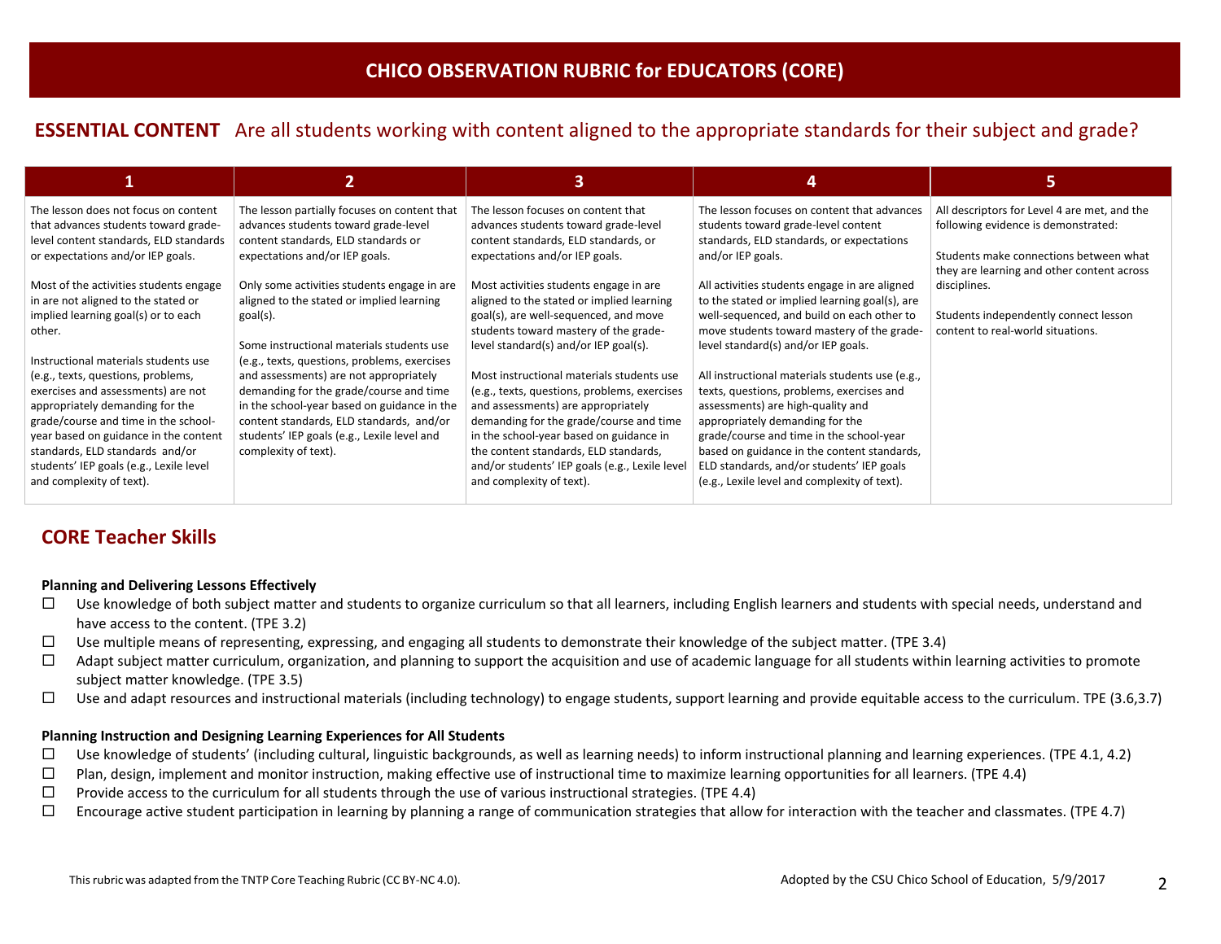# CHICO OBSERVATION RUBRIC for EDUCATORS (CORE)

## ESSENTIAL CONTENT Are all students working with content aligned to the appropriate standards for their subject and grade?

| 1 | 2 | 3 | 4 | 5 |
|---|---|---|---|---|
| The lesson does not focus on content that advances students toward grade-level content standards, ELD standards or expectations and/or IEP goals.<br><br>Most of the activities students engage in are not aligned to the stated or implied learning goal(s) or to each other.<br><br>Instructional materials students use (e.g., texts, questions, problems, exercises and assessments) are not appropriately demanding for the grade/course and time in the school-year based on guidance in the content standards, ELD standards and/or students' IEP goals (e.g., Lexile level and complexity of text). | The lesson partially focuses on content that advances students toward grade-level content standards, ELD standards or expectations and/or IEP goals.<br><br>Only some activities students engage in are aligned to the stated or implied learning goal(s).<br><br>Some instructional materials students use (e.g., texts, questions, problems, exercises and assessments) are not appropriately demanding for the grade/course and time in the school-year based on guidance in the content standards, ELD standards, and/or students' IEP goals (e.g., Lexile level and complexity of text). | The lesson focuses on content that advances students toward grade-level content standards, ELD standards, or expectations and/or IEP goals.<br><br>Most activities students engage in are aligned to the stated or implied learning goal(s), are well-sequenced, and move students toward mastery of the grade-level standard(s) and/or IEP goal(s).<br><br>Most instructional materials students use (e.g., texts, questions, problems, exercises and assessments) are appropriately demanding for the grade/course and time in the school-year based on guidance in the content standards, ELD standards, and/or students' IEP goals (e.g., Lexile level and complexity of text). | The lesson focuses on content that advances students toward grade-level content standards, ELD standards, or expectations and/or IEP goals.<br><br>All activities students engage in are aligned to the stated or implied learning goal(s), are well-sequenced, and build on each other to move students toward mastery of the grade-level standard(s) and/or IEP goals.<br><br>All instructional materials students use (e.g., texts, questions, problems, exercises and assessments) are high-quality and appropriately demanding for the grade/course and time in the school-year based on guidance in the content standards, ELD standards, and/or students' IEP goals (e.g., Lexile level and complexity of text). | All descriptors for Level 4 are met, and the following evidence is demonstrated:<br><br>Students make connections between what they are learning and other content across disciplines.<br><br>Students independently connect lesson content to real-world situations. |

## CORE Teacher Skills

**Planning and Delivering Lessons Effectively**

- ☐ Use knowledge of both subject matter and students to organize curriculum so that all learners, including English learners and students with special needs, understand and have access to the content. (TPE 3.2)
- ☐ Use multiple means of representing, expressing, and engaging all students to demonstrate their knowledge of the subject matter. (TPE 3.4)
- ☐ Adapt subject matter curriculum, organization, and planning to support the acquisition and use of academic language for all students within learning activities to promote subject matter knowledge. (TPE 3.5)
- ☐ Use and adapt resources and instructional materials (including technology) to engage students, support learning and provide equitable access to the curriculum. TPE (3.6,3.7)

**Planning Instruction and Designing Learning Experiences for All Students**

- ☐ Use knowledge of students' (including cultural, linguistic backgrounds, as well as learning needs) to inform instructional planning and learning experiences. (TPE 4.1, 4.2)
- ☐ Plan, design, implement and monitor instruction, making effective use of instructional time to maximize learning opportunities for all learners. (TPE 4.4)
- ☐ Provide access to the curriculum for all students through the use of various instructional strategies. (TPE 4.4)
- ☐ Encourage active student participation in learning by planning a range of communication strategies that allow for interaction with the teacher and classmates. (TPE 4.7)

This rubric was adapted from the TNTP Core Teaching Rubric (CC BY-NC 4.0). Adopted by the CSU Chico School of Education, 5/9/2017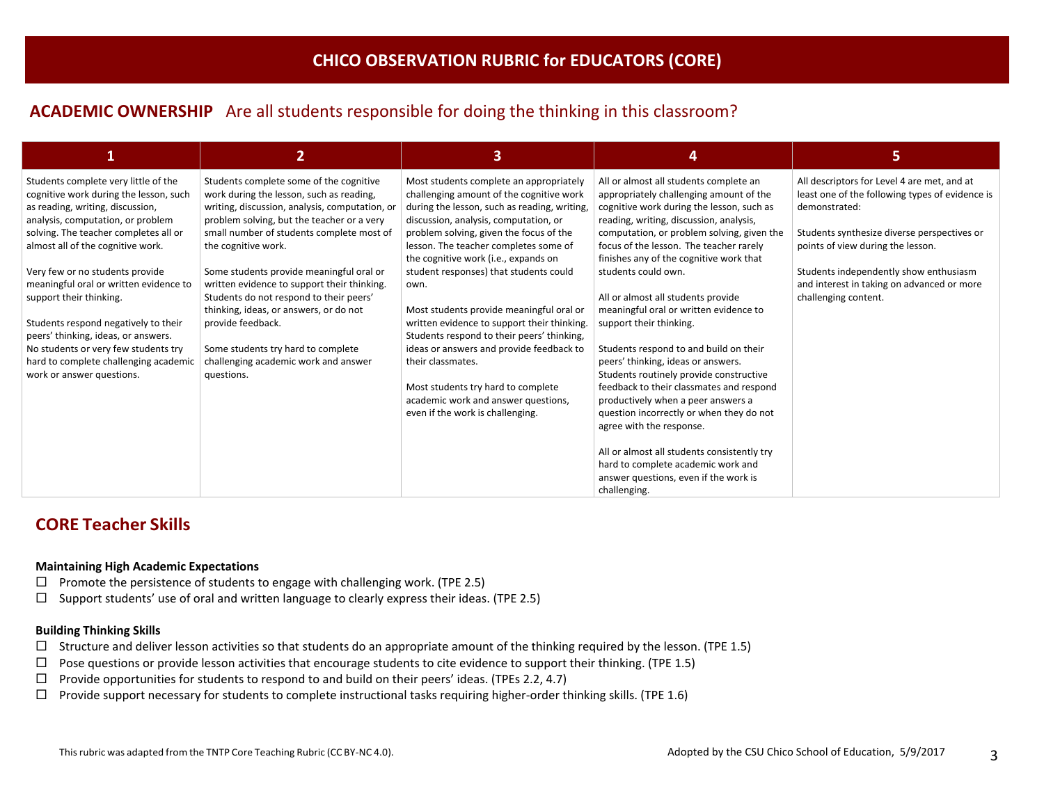# CHICO OBSERVATION RUBRIC for EDUCATORS (CORE)

## ACADEMIC OWNERSHIP Are all students responsible for doing the thinking in this classroom?

| 1 | 2 | 3 | 4 | 5 |
|---|---|---|---|---|
| Students complete very little of the cognitive work during the lesson, such as reading, writing, discussion, analysis, computation, or problem solving. The teacher completes all or almost all of the cognitive work.<br><br>Very few or no students provide meaningful oral or written evidence to support their thinking.<br><br>Students respond negatively to their peers' thinking, ideas, or answers. No students or very few students try hard to complete challenging academic work or answer questions. | Students complete some of the cognitive work during the lesson, such as reading, writing, discussion, analysis, computation, or problem solving, but the teacher or a very small number of students complete most of the cognitive work.<br><br>Some students provide meaningful oral or written evidence to support their thinking. Students do not respond to their peers' thinking, ideas, or answers, or do not provide feedback.<br><br>Some students try hard to complete challenging academic work and answer questions. | Most students complete an appropriately challenging amount of the cognitive work during the lesson, such as reading, writing, discussion, analysis, computation, or problem solving, given the focus of the lesson. The teacher completes some of the cognitive work (i.e., expands on student responses) that students could own.<br><br>Most students provide meaningful oral or written evidence to support their thinking. Students respond to their peers' thinking, ideas or answers and provide feedback to their classmates.<br><br>Most students try hard to complete academic work and answer questions, even if the work is challenging. | All or almost all students complete an appropriately challenging amount of the cognitive work during the lesson, such as reading, writing, discussion, analysis, computation, or problem solving, given the focus of the lesson. The teacher rarely finishes any of the cognitive work that students could own.<br><br>All or almost all students provide meaningful oral or written evidence to support their thinking.<br><br>Students respond to and build on their peers' thinking, ideas or answers. Students routinely provide constructive feedback to their classmates and respond productively when a peer answers a question incorrectly or when they do not agree with the response.<br><br>All or almost all students consistently try hard to complete academic work and answer questions, even if the work is challenging. | All descriptors for Level 4 are met, and at least one of the following types of evidence is demonstrated:<br><br>Students synthesize diverse perspectives or points of view during the lesson.<br><br>Students independently show enthusiasm and interest in taking on advanced or more challenging content. |

## CORE Teacher Skills

**Maintaining High Academic Expectations**

- ☐ Promote the persistence of students to engage with challenging work. (TPE 2.5)
- ☐ Support students' use of oral and written language to clearly express their ideas. (TPE 2.5)

**Building Thinking Skills**

- ☐ Structure and deliver lesson activities so that students do an appropriate amount of the thinking required by the lesson. (TPE 1.5)
- ☐ Pose questions or provide lesson activities that encourage students to cite evidence to support their thinking. (TPE 1.5)
- ☐ Provide opportunities for students to respond to and build on their peers' ideas. (TPEs 2.2, 4.7)
- ☐ Provide support necessary for students to complete instructional tasks requiring higher-order thinking skills. (TPE 1.6)

This rubric was adapted from the TNTP Core Teaching Rubric (CC BY-NC 4.0).

Adopted by the CSU Chico School of Education, 5/9/2017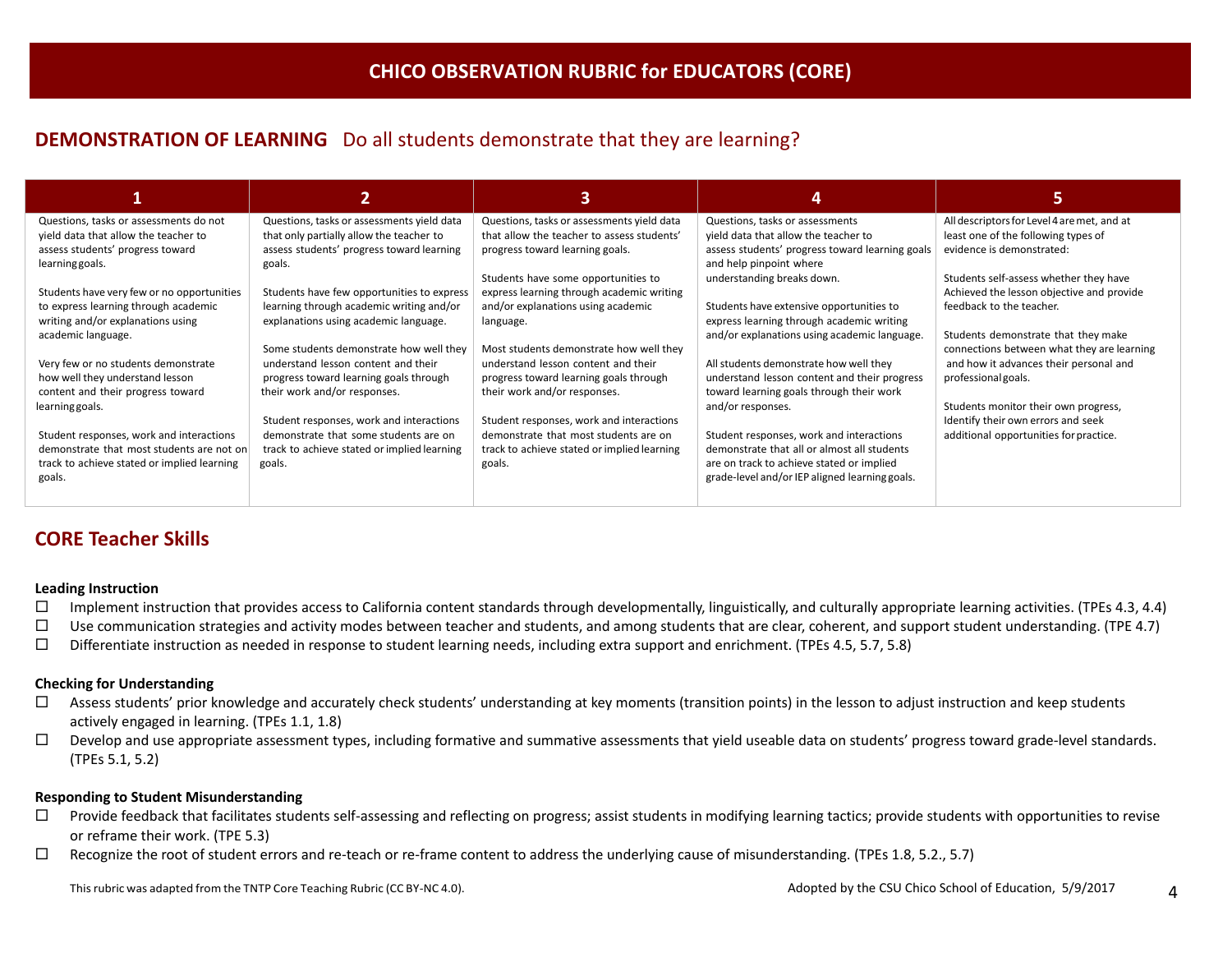# CHICO OBSERVATION RUBRIC for EDUCATORS (CORE)

## DEMONSTRATION OF LEARNING Do all students demonstrate that they are learning?

| 1 | 2 | 3 | 4 | 5 |
|---|---|---|---|---|
| Questions, tasks or assessments do not yield data that allow the teacher to assess students' progress toward learning goals.<br><br>Students have very few or no opportunities to express learning through academic writing and/or explanations using academic language.<br><br>Very few or no students demonstrate how well they understand lesson content and their progress toward learning goals.<br><br>Student responses, work and interactions demonstrate that most students are not on track to achieve stated or implied learning goals. | Questions, tasks or assessments yield data that only partially allow the teacher to assess students' progress toward learning goals.<br><br>Students have few opportunities to express learning through academic writing and/or explanations using academic language.<br><br>Some students demonstrate how well they understand lesson content and their progress toward learning goals through their work and/or responses.<br><br>Student responses, work and interactions demonstrate that some students are on track to achieve stated or implied learning goals. | Questions, tasks or assessments yield data that allow the teacher to assess students' progress toward learning goals.<br><br>Students have some opportunities to express learning through academic writing and/or explanations using academic language.<br><br>Most students demonstrate how well they understand lesson content and their progress toward learning goals through their work and/or responses.<br><br>Student responses, work and interactions demonstrate that most students are on track to achieve stated or implied learning goals. | Questions, tasks or assessments yield data that allow the teacher to assess students' progress toward learning goals and help pinpoint where understanding breaks down.<br><br>Students have extensive opportunities to express learning through academic writing and/or explanations using academic language.<br><br>All students demonstrate how well they understand lesson content and their progress toward learning goals through their work and/or responses.<br><br>Student responses, work and interactions demonstrate that all or almost all students are on track to achieve stated or implied grade-level and/or IEP aligned learning goals. | All descriptors for Level 4 are met, and at least one of the following types of evidence is demonstrated:<br><br>Students self-assess whether they have Achieved the lesson objective and provide feedback to the teacher.<br><br>Students demonstrate that they make connections between what they are learning and how it advances their personal and professional goals.<br><br>Students monitor their own progress, Identify their own errors and seek additional opportunities for practice. |

## CORE Teacher Skills

**Leading Instruction**

- ☐ Implement instruction that provides access to California content standards through developmentally, linguistically, and culturally appropriate learning activities. (TPEs 4.3, 4.4)
- ☐ Use communication strategies and activity modes between teacher and students, and among students that are clear, coherent, and support student understanding. (TPE 4.7)
- ☐ Differentiate instruction as needed in response to student learning needs, including extra support and enrichment. (TPEs 4.5, 5.7, 5.8)

**Checking for Understanding**

- ☐ Assess students' prior knowledge and accurately check students' understanding at key moments (transition points) in the lesson to adjust instruction and keep students actively engaged in learning. (TPEs 1.1, 1.8)
- ☐ Develop and use appropriate assessment types, including formative and summative assessments that yield useable data on students' progress toward grade-level standards. (TPEs 5.1, 5.2)

**Responding to Student Misunderstanding**

- ☐ Provide feedback that facilitates students self-assessing and reflecting on progress; assist students in modifying learning tactics; provide students with opportunities to revise or reframe their work. (TPE 5.3)
- ☐ Recognize the root of student errors and re-teach or re-frame content to address the underlying cause of misunderstanding. (TPEs 1.8, 5.2., 5.7)

This rubric was adapted from the TNTP Core Teaching Rubric (CC BY-NC 4.0).

Adopted by the CSU Chico School of Education, 5/9/2017